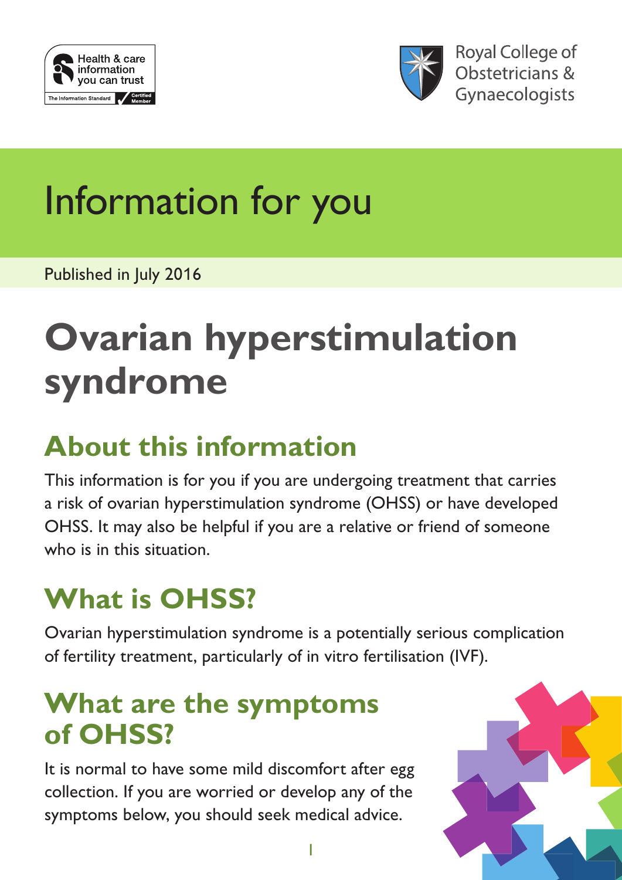Health & care information you can trust

The Information Standard Certified Member

Royal College of Obstetricians & Gynaecologists

Information for you

Published in July 2016

# Ovarian hyperstimulation syndrome

## About this information

This information is for you if you are undergoing treatment that carries a risk of ovarian hyperstimulation syndrome (OHSS) or have developed OHSS. It may also be helpful if you are a relative or friend of someone who is in this situation.

## What is OHSS?

Ovarian hyperstimulation syndrome is a potentially serious complication of fertility treatment, particularly of in vitro fertilisation (IVF).

## What are the symptoms of OHSS?

It is normal to have some mild discomfort after egg collection. If you are worried or develop any of the symptoms below, you should seek medical advice.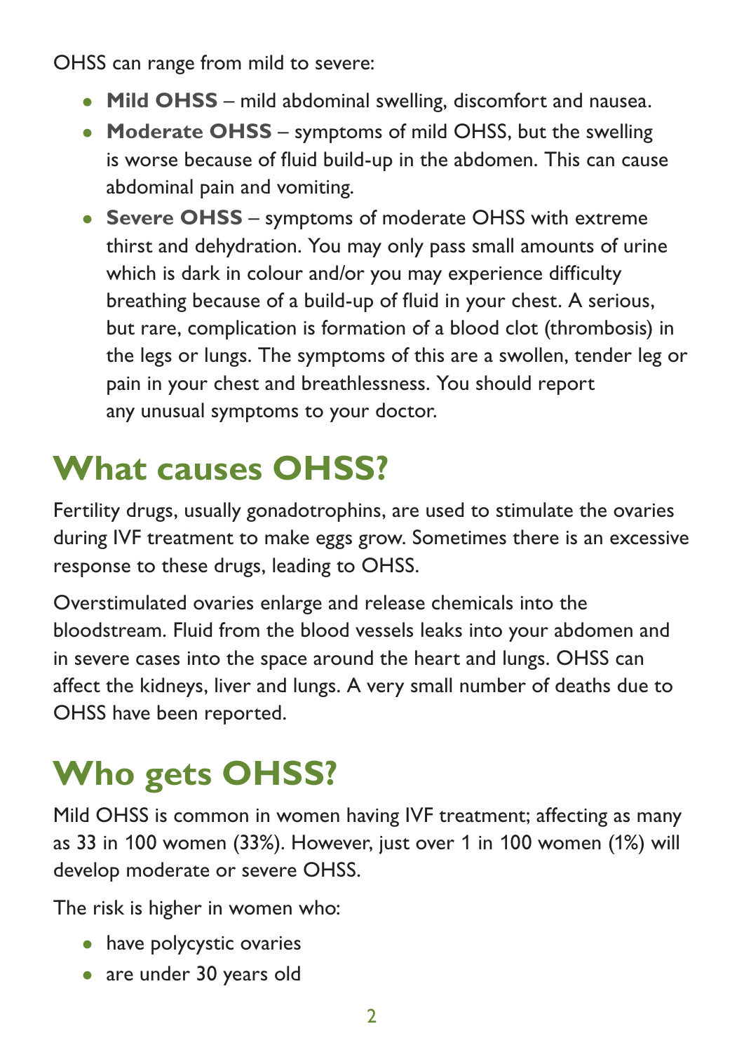OHSS can range from mild to severe:

- **Mild OHSS** – mild abdominal swelling, discomfort and nausea.
- **Moderate OHSS** – symptoms of mild OHSS, but the swelling is worse because of fluid build-up in the abdomen. This can cause abdominal pain and vomiting.
- **Severe OHSS** – symptoms of moderate OHSS with extreme thirst and dehydration. You may only pass small amounts of urine which is dark in colour and/or you may experience difficulty breathing because of a build-up of fluid in your chest. A serious, but rare, complication is formation of a blood clot (thrombosis) in the legs or lungs. The symptoms of this are a swollen, tender leg or pain in your chest and breathlessness. You should report any unusual symptoms to your doctor.

## What causes OHSS?

Fertility drugs, usually gonadotrophins, are used to stimulate the ovaries during IVF treatment to make eggs grow. Sometimes there is an excessive response to these drugs, leading to OHSS.

Overstimulated ovaries enlarge and release chemicals into the bloodstream. Fluid from the blood vessels leaks into your abdomen and in severe cases into the space around the heart and lungs. OHSS can affect the kidneys, liver and lungs. A very small number of deaths due to OHSS have been reported.

## Who gets OHSS?

Mild OHSS is common in women having IVF treatment; affecting as many as 33 in 100 women (33%). However, just over 1 in 100 women (1%) will develop moderate or severe OHSS.

The risk is higher in women who:

- have polycystic ovaries
- are under 30 years old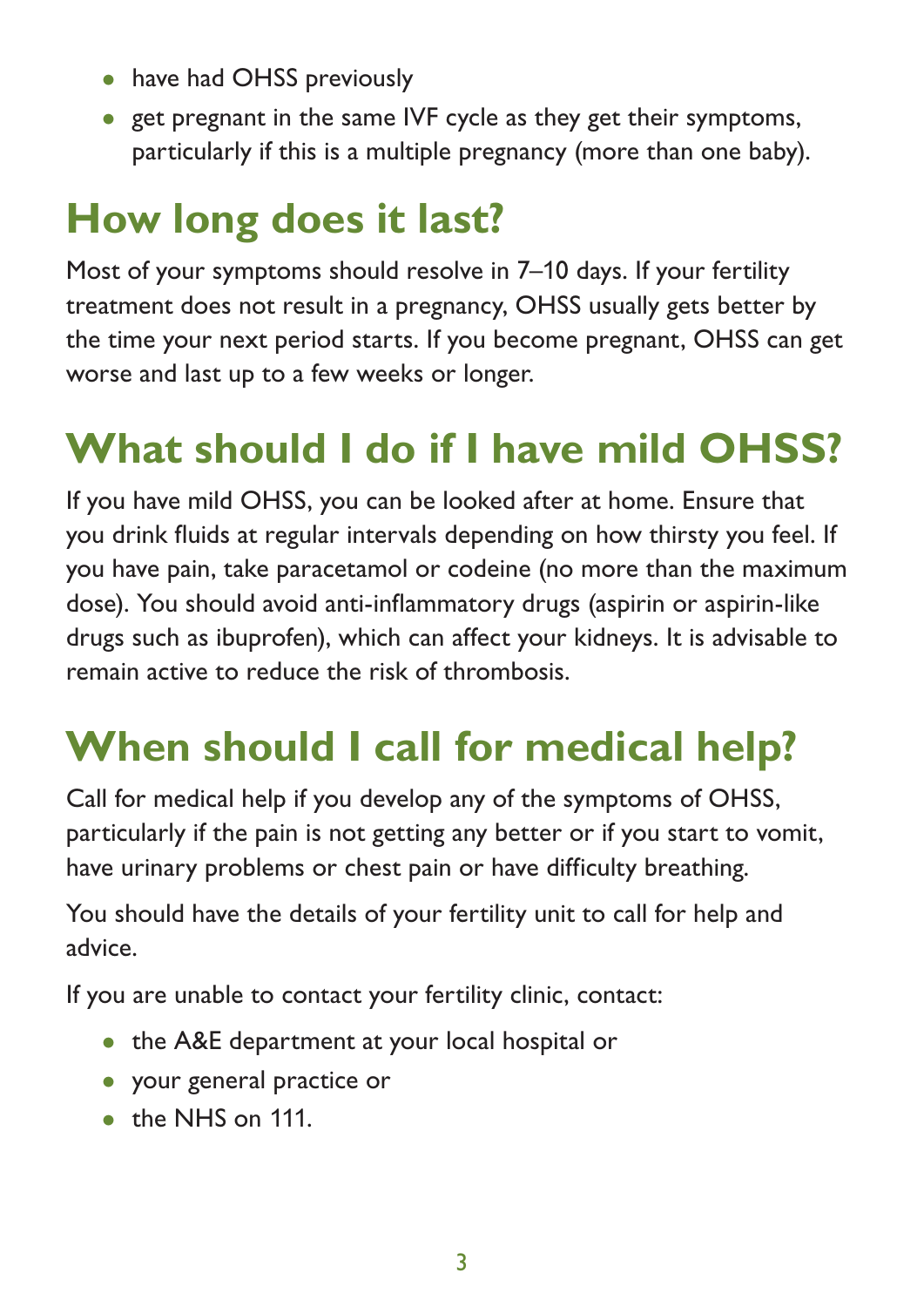- have had OHSS previously
- get pregnant in the same IVF cycle as they get their symptoms, particularly if this is a multiple pregnancy (more than one baby).

## How long does it last?

Most of your symptoms should resolve in 7–10 days. If your fertility treatment does not result in a pregnancy, OHSS usually gets better by the time your next period starts. If you become pregnant, OHSS can get worse and last up to a few weeks or longer.

## What should I do if I have mild OHSS?

If you have mild OHSS, you can be looked after at home. Ensure that you drink fluids at regular intervals depending on how thirsty you feel. If you have pain, take paracetamol or codeine (no more than the maximum dose). You should avoid anti-inflammatory drugs (aspirin or aspirin-like drugs such as ibuprofen), which can affect your kidneys. It is advisable to remain active to reduce the risk of thrombosis.

## When should I call for medical help?

Call for medical help if you develop any of the symptoms of OHSS, particularly if the pain is not getting any better or if you start to vomit, have urinary problems or chest pain or have difficulty breathing.

You should have the details of your fertility unit to call for help and advice.

If you are unable to contact your fertility clinic, contact:

- the A&E department at your local hospital or
- your general practice or
- the NHS on 111.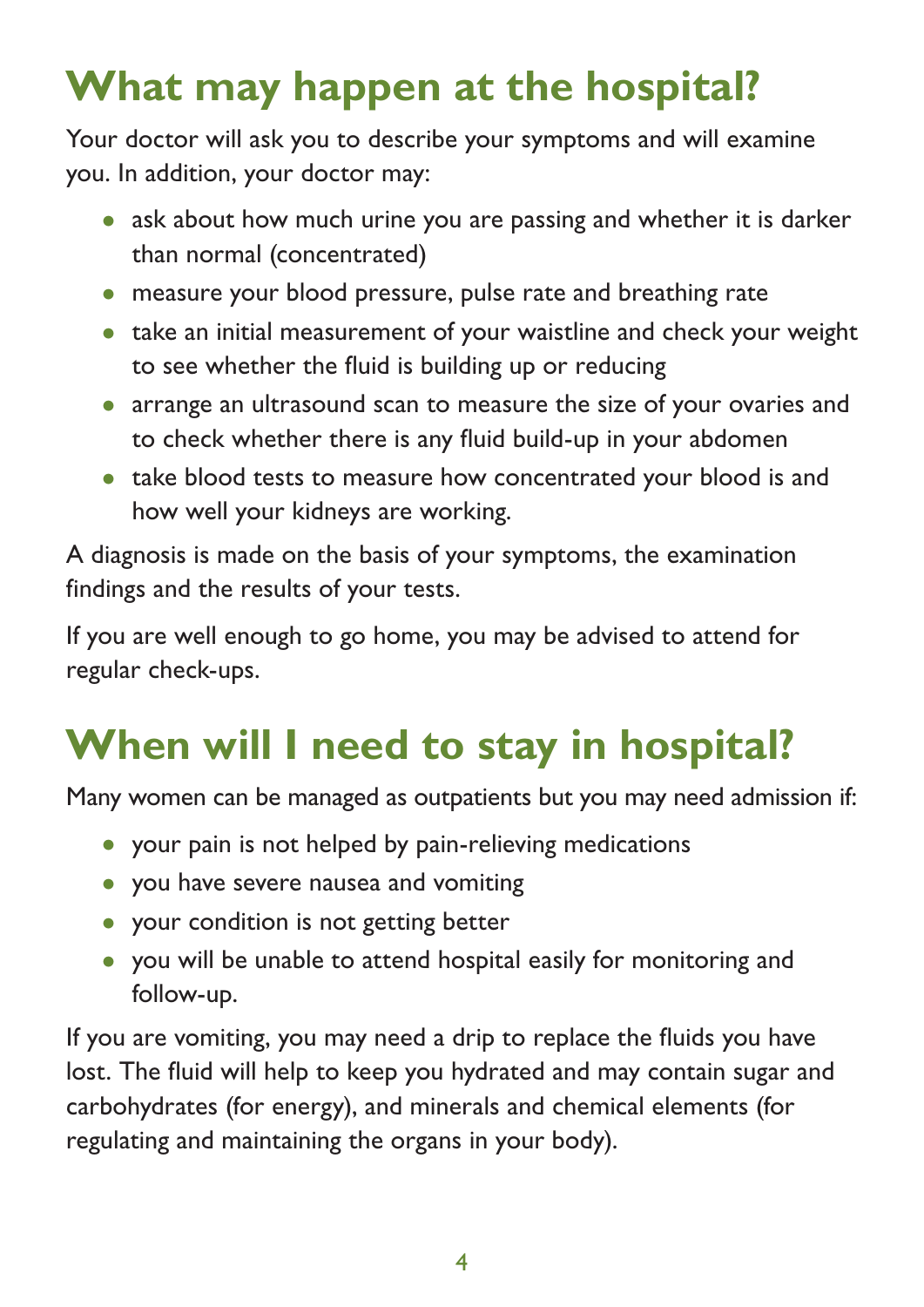## What may happen at the hospital?

Your doctor will ask you to describe your symptoms and will examine you. In addition, your doctor may:

- ask about how much urine you are passing and whether it is darker than normal (concentrated)
- measure your blood pressure, pulse rate and breathing rate
- take an initial measurement of your waistline and check your weight to see whether the fluid is building up or reducing
- arrange an ultrasound scan to measure the size of your ovaries and to check whether there is any fluid build-up in your abdomen
- take blood tests to measure how concentrated your blood is and how well your kidneys are working.

A diagnosis is made on the basis of your symptoms, the examination findings and the results of your tests.

If you are well enough to go home, you may be advised to attend for regular check-ups.

## When will I need to stay in hospital?

Many women can be managed as outpatients but you may need admission if:

- your pain is not helped by pain-relieving medications
- you have severe nausea and vomiting
- your condition is not getting better
- you will be unable to attend hospital easily for monitoring and follow-up.

If you are vomiting, you may need a drip to replace the fluids you have lost. The fluid will help to keep you hydrated and may contain sugar and carbohydrates (for energy), and minerals and chemical elements (for regulating and maintaining the organs in your body).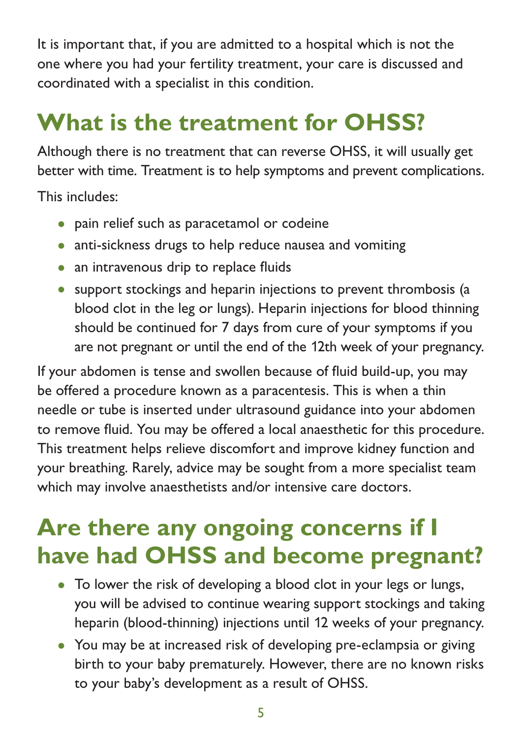It is important that, if you are admitted to a hospital which is not the one where you had your fertility treatment, your care is discussed and coordinated with a specialist in this condition.

## What is the treatment for OHSS?

Although there is no treatment that can reverse OHSS, it will usually get better with time. Treatment is to help symptoms and prevent complications.

This includes:

- pain relief such as paracetamol or codeine
- anti-sickness drugs to help reduce nausea and vomiting
- an intravenous drip to replace fluids
- support stockings and heparin injections to prevent thrombosis (a blood clot in the leg or lungs). Heparin injections for blood thinning should be continued for 7 days from cure of your symptoms if you are not pregnant or until the end of the 12th week of your pregnancy.

If your abdomen is tense and swollen because of fluid build-up, you may be offered a procedure known as a paracentesis. This is when a thin needle or tube is inserted under ultrasound guidance into your abdomen to remove fluid. You may be offered a local anaesthetic for this procedure. This treatment helps relieve discomfort and improve kidney function and your breathing. Rarely, advice may be sought from a more specialist team which may involve anaesthetists and/or intensive care doctors.

## Are there any ongoing concerns if I have had OHSS and become pregnant?

- To lower the risk of developing a blood clot in your legs or lungs, you will be advised to continue wearing support stockings and taking heparin (blood-thinning) injections until 12 weeks of your pregnancy.
- You may be at increased risk of developing pre-eclampsia or giving birth to your baby prematurely. However, there are no known risks to your baby's development as a result of OHSS.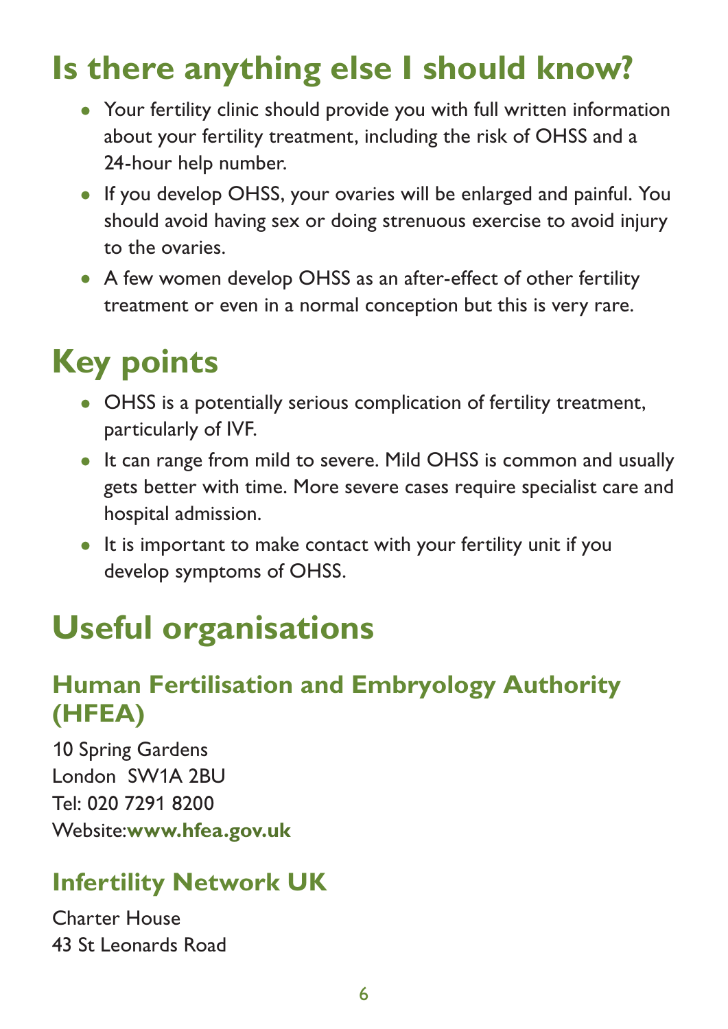# Is there anything else I should know?

- Your fertility clinic should provide you with full written information about your fertility treatment, including the risk of OHSS and a 24-hour help number.
- If you develop OHSS, your ovaries will be enlarged and painful. You should avoid having sex or doing strenuous exercise to avoid injury to the ovaries.
- A few women develop OHSS as an after-effect of other fertility treatment or even in a normal conception but this is very rare.

# Key points

- OHSS is a potentially serious complication of fertility treatment, particularly of IVF.
- It can range from mild to severe. Mild OHSS is common and usually gets better with time. More severe cases require specialist care and hospital admission.
- It is important to make contact with your fertility unit if you develop symptoms of OHSS.

# Useful organisations

## Human Fertilisation and Embryology Authority (HFEA)

10 Spring Gardens
London SW1A 2BU
Tel: 020 7291 8200
Website:**www.hfea.gov.uk**

## Infertility Network UK

Charter House
43 St Leonards Road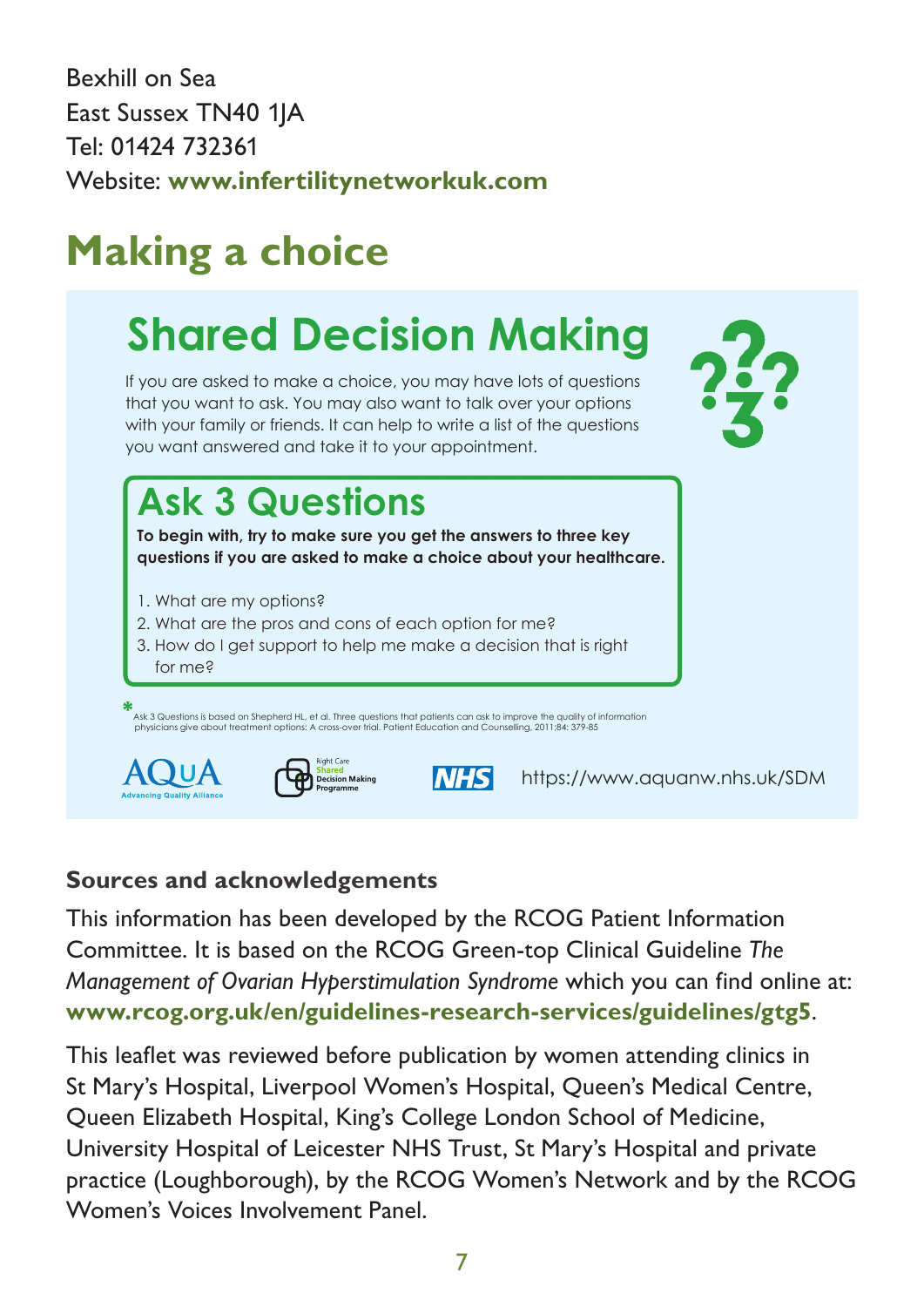Bexhill on Sea
East Sussex TN40 1JA
Tel: 01424 732361
Website: **www.infertilitynetworkuk.com**

## Making a choice

### Shared Decision Making

If you are asked to make a choice, you may have lots of questions that you want to ask. You may also want to talk over your options with your family or friends. It can help to write a list of the questions you want answered and take it to your appointment.

#### Ask 3 Questions

**To begin with, try to make sure you get the answers to three key questions if you are asked to make a choice about your healthcare.**

1. What are my options?
2. What are the pros and cons of each option for me?
3. How do I get support to help me make a decision that is right for me?

*Ask 3 Questions is based on Shepherd HL, et al. Three questions that patients can ask to improve the quality of information physicians give about treatment options: A cross-over trial. Patient Education and Counselling, 2011;84: 379-85

AQuA Advancing Quality Alliance | Right Care Shared Decision Making Programme | NHS | https://www.aquanw.nhs.uk/SDM

### Sources and acknowledgements

This information has been developed by the RCOG Patient Information Committee. It is based on the RCOG Green-top Clinical Guideline *The Management of Ovarian Hyperstimulation Syndrome* which you can find online at: **www.rcog.org.uk/en/guidelines-research-services/guidelines/gtg5**.

This leaflet was reviewed before publication by women attending clinics in St Mary's Hospital, Liverpool Women's Hospital, Queen's Medical Centre, Queen Elizabeth Hospital, King's College London School of Medicine, University Hospital of Leicester NHS Trust, St Mary's Hospital and private practice (Loughborough), by the RCOG Women's Network and by the RCOG Women's Voices Involvement Panel.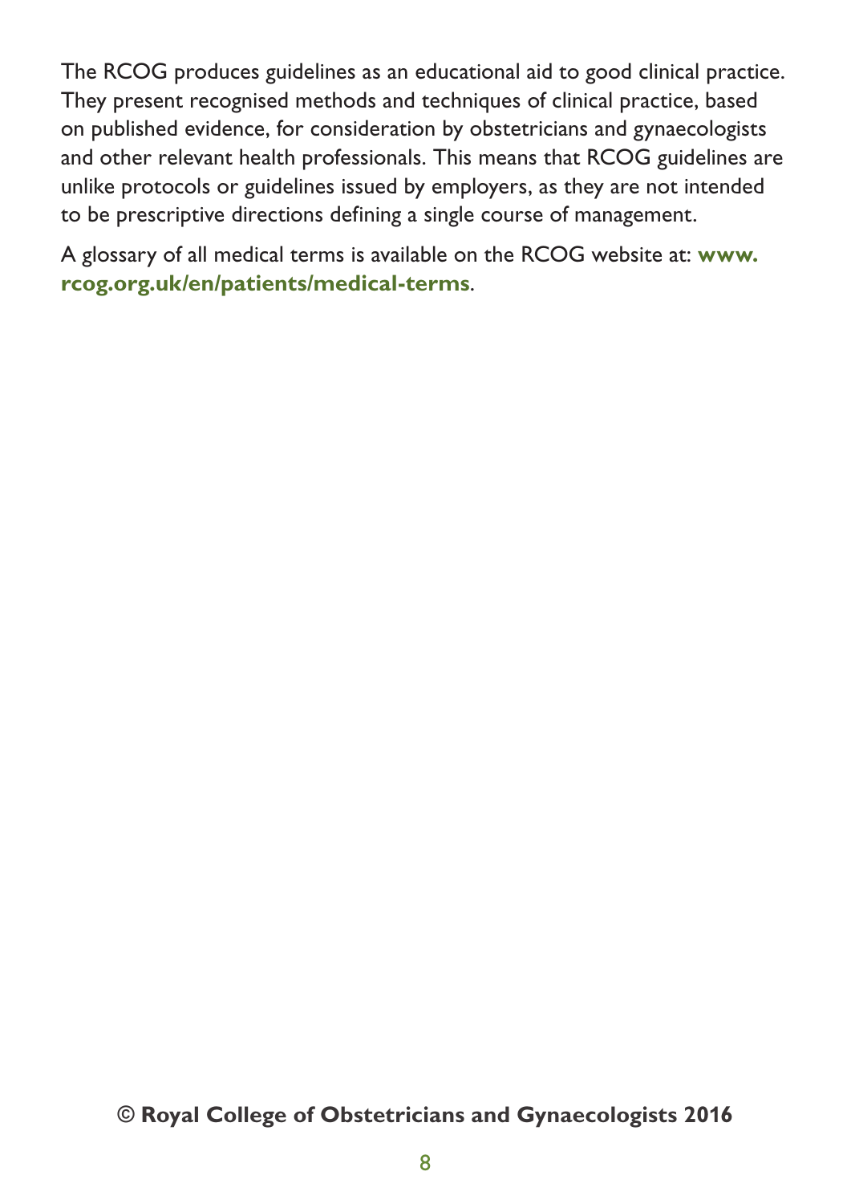The RCOG produces guidelines as an educational aid to good clinical practice. They present recognised methods and techniques of clinical practice, based on published evidence, for consideration by obstetricians and gynaecologists and other relevant health professionals. This means that RCOG guidelines are unlike protocols or guidelines issued by employers, as they are not intended to be prescriptive directions defining a single course of management.

A glossary of all medical terms is available on the RCOG website at: **www.rcog.org.uk/en/patients/medical-terms**.

**© Royal College of Obstetricians and Gynaecologists 2016**